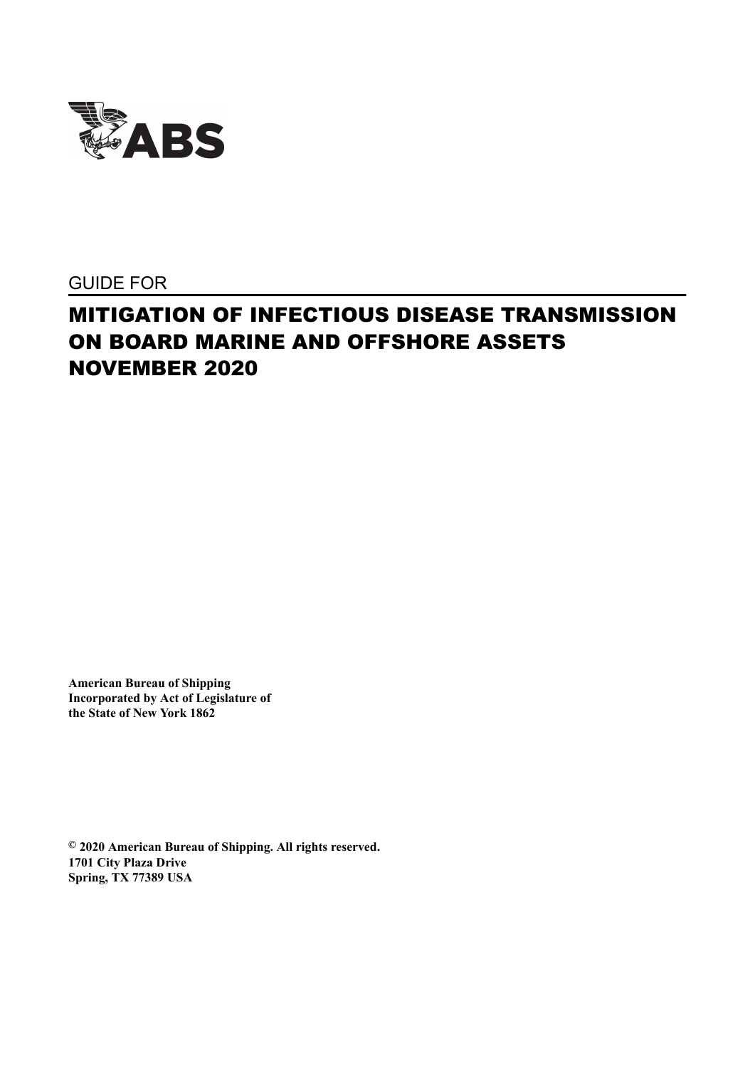ABS

GUIDE FOR

# MITIGATION OF INFECTIOUS DISEASE TRANSMISSION ON BOARD MARINE AND OFFSHORE ASSETS
# NOVEMBER 2020

**American Bureau of Shipping**
**Incorporated by Act of Legislature of**
**the State of New York 1862**

**© 2020 American Bureau of Shipping. All rights reserved.**
**1701 City Plaza Drive**
**Spring, TX 77389 USA**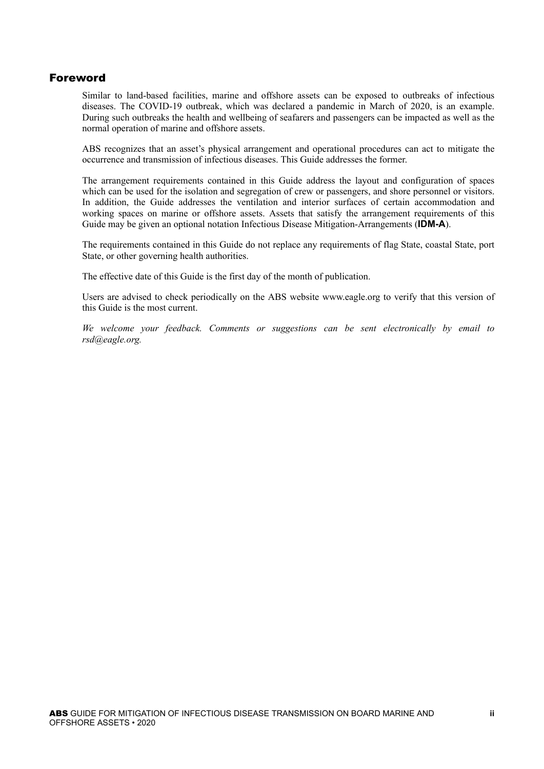# Foreword

Similar to land-based facilities, marine and offshore assets can be exposed to outbreaks of infectious diseases. The COVID-19 outbreak, which was declared a pandemic in March of 2020, is an example. During such outbreaks the health and wellbeing of seafarers and passengers can be impacted as well as the normal operation of marine and offshore assets.

ABS recognizes that an asset's physical arrangement and operational procedures can act to mitigate the occurrence and transmission of infectious diseases. This Guide addresses the former.

The arrangement requirements contained in this Guide address the layout and configuration of spaces which can be used for the isolation and segregation of crew or passengers, and shore personnel or visitors. In addition, the Guide addresses the ventilation and interior surfaces of certain accommodation and working spaces on marine or offshore assets. Assets that satisfy the arrangement requirements of this Guide may be given an optional notation Infectious Disease Mitigation-Arrangements (**IDM-A**).

The requirements contained in this Guide do not replace any requirements of flag State, coastal State, port State, or other governing health authorities.

The effective date of this Guide is the first day of the month of publication.

Users are advised to check periodically on the ABS website www.eagle.org to verify that this version of this Guide is the most current.

*We welcome your feedback. Comments or suggestions can be sent electronically by email to rsd@eagle.org.*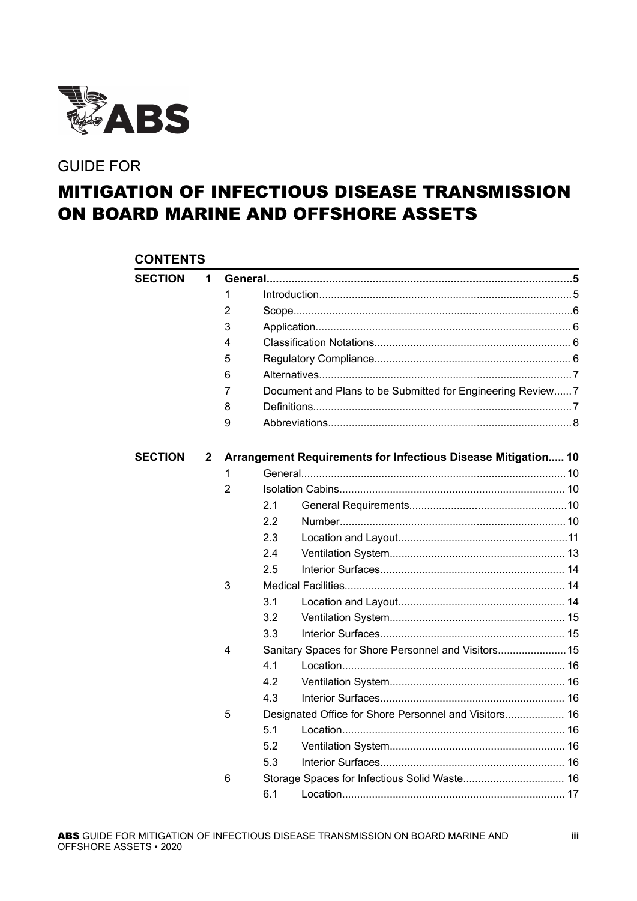GUIDE FOR

# MITIGATION OF INFECTIOUS DISEASE TRANSMISSION ON BOARD MARINE AND OFFSHORE ASSETS

## CONTENTS

| | | | | | |
|---|---|---|---|---|---|
| **SECTION** | **1** | **General** | | | **5** |
| | | 1 | Introduction | | 5 |
| | | 2 | Scope | | 6 |
| | | 3 | Application | | 6 |
| | | 4 | Classification Notations | | 6 |
| | | 5 | Regulatory Compliance | | 6 |
| | | 6 | Alternatives | | 7 |
| | | 7 | Document and Plans to be Submitted for Engineering Review | | 7 |
| | | 8 | Definitions | | 7 |
| | | 9 | Abbreviations | | 8 |
| **SECTION** | **2** | **Arrangement Requirements for Infectious Disease Mitigation** | | | **10** |
| | | 1 | General | | 10 |
| | | 2 | Isolation Cabins | | 10 |
| | | | 2.1 | General Requirements | 10 |
| | | | 2.2 | Number | 10 |
| | | | 2.3 | Location and Layout | 11 |
| | | | 2.4 | Ventilation System | 13 |
| | | | 2.5 | Interior Surfaces | 14 |
| | | 3 | Medical Facilities | | 14 |
| | | | 3.1 | Location and Layout | 14 |
| | | | 3.2 | Ventilation System | 15 |
| | | | 3.3 | Interior Surfaces | 15 |
| | | 4 | Sanitary Spaces for Shore Personnel and Visitors | | 15 |
| | | | 4.1 | Location | 16 |
| | | | 4.2 | Ventilation System | 16 |
| | | | 4.3 | Interior Surfaces | 16 |
| | | 5 | Designated Office for Shore Personnel and Visitors | | 16 |
| | | | 5.1 | Location | 16 |
| | | | 5.2 | Ventilation System | 16 |
| | | | 5.3 | Interior Surfaces | 16 |
| | | 6 | Storage Spaces for Infectious Solid Waste | | 16 |
| | | | 6.1 | Location | 17 |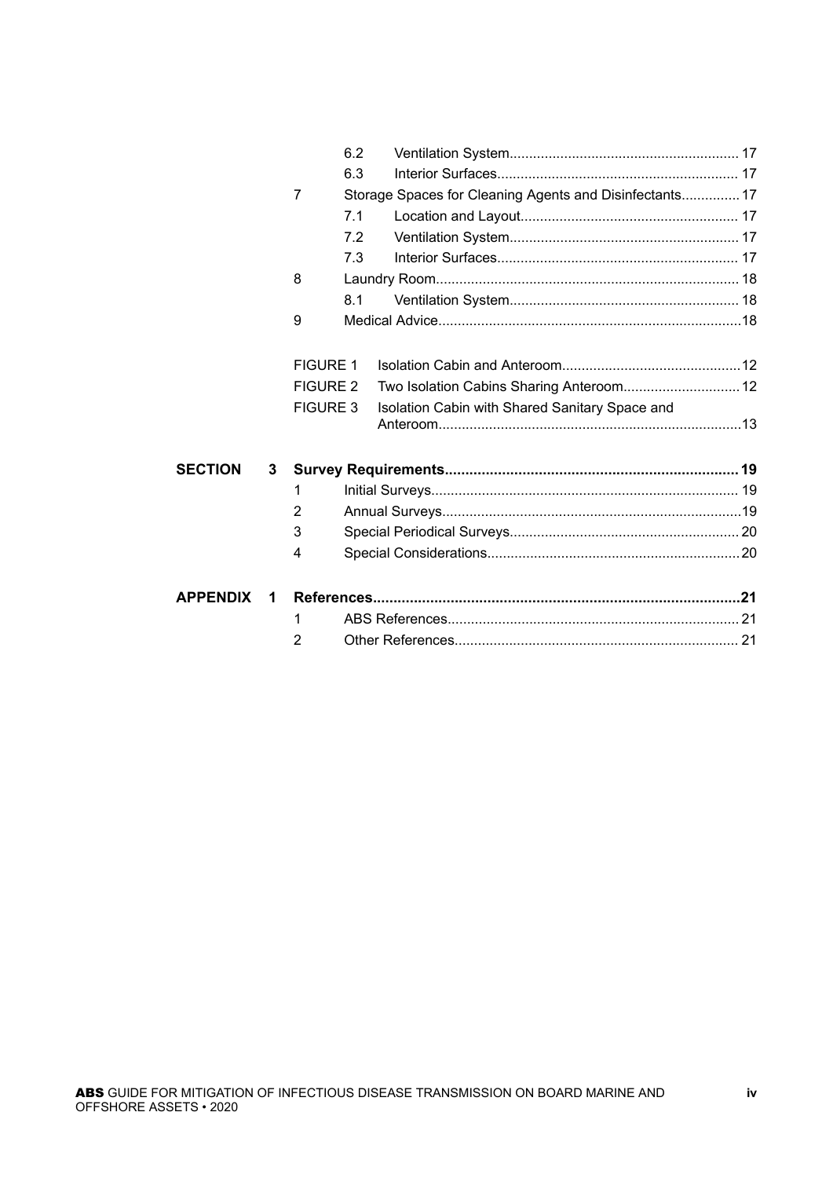|  |  | 6.2 | Ventilation System | 17 |
|---|---|---|---|---|
|  |  | 6.3 | Interior Surfaces | 17 |
|  | 7 | Storage Spaces for Cleaning Agents and Disinfectants |  | 17 |
|  |  | 7.1 | Location and Layout | 17 |
|  |  | 7.2 | Ventilation System | 17 |
|  |  | 7.3 | Interior Surfaces | 17 |
|  | 8 | Laundry Room |  | 18 |
|  |  | 8.1 | Ventilation System | 18 |
|  | 9 | Medical Advice |  | 18 |

FIGURE 1 Isolation Cabin and Anteroom .............................................12

FIGURE 2 Two Isolation Cabins Sharing Anteroom .............................12

FIGURE 3 Isolation Cabin with Shared Sanitary Space and Anteroom .............................................................................13

**SECTION 3 Survey Requirements ....................................................................... 19**

1 Initial Surveys .............................................................................. 19

2 Annual Surveys ............................................................................19

3 Special Periodical Surveys .......................................................... 20

4 Special Considerations ................................................................20

**APPENDIX 1 References .........................................................................................21**

1 ABS References .......................................................................... 21

2 Other References ........................................................................ 21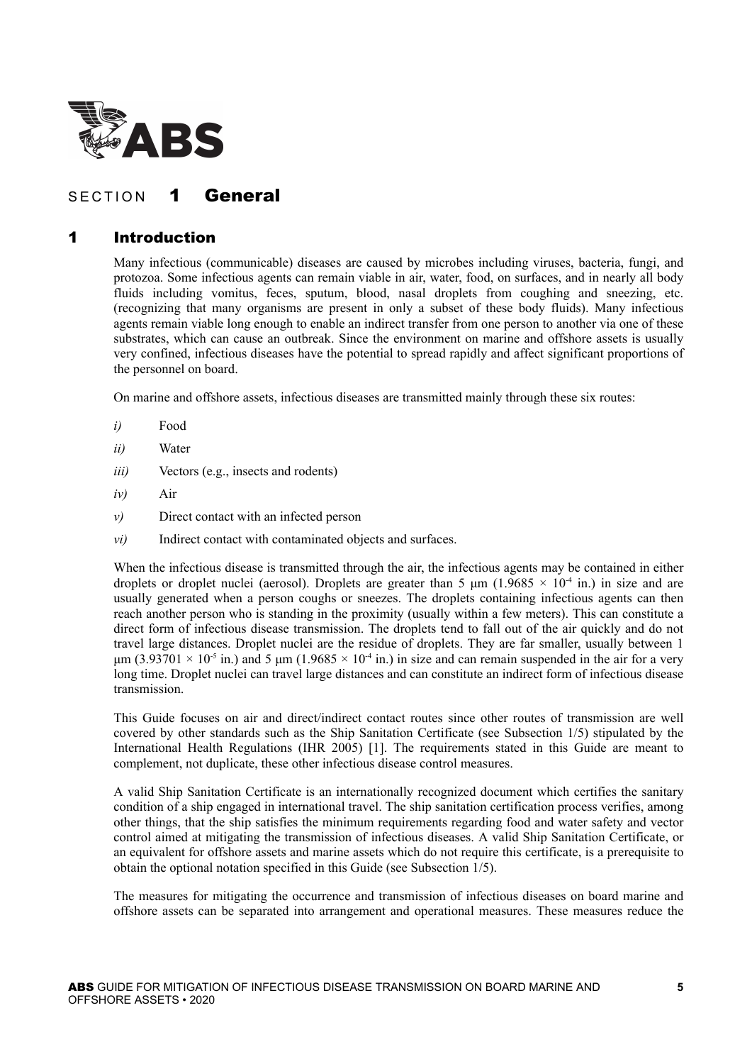# SECTION 1 General

## 1 Introduction

Many infectious (communicable) diseases are caused by microbes including viruses, bacteria, fungi, and protozoa. Some infectious agents can remain viable in air, water, food, on surfaces, and in nearly all body fluids including vomitus, feces, sputum, blood, nasal droplets from coughing and sneezing, etc. (recognizing that many organisms are present in only a subset of these body fluids). Many infectious agents remain viable long enough to enable an indirect transfer from one person to another via one of these substrates, which can cause an outbreak. Since the environment on marine and offshore assets is usually very confined, infectious diseases have the potential to spread rapidly and affect significant proportions of the personnel on board.

On marine and offshore assets, infectious diseases are transmitted mainly through these six routes:

*i)* Food

*ii)* Water

*iii)* Vectors (e.g., insects and rodents)

*iv)* Air

*v)* Direct contact with an infected person

*vi)* Indirect contact with contaminated objects and surfaces.

When the infectious disease is transmitted through the air, the infectious agents may be contained in either droplets or droplet nuclei (aerosol). Droplets are greater than 5 μm ($1.9685 \times 10^{-4}$ in.) in size and are usually generated when a person coughs or sneezes. The droplets containing infectious agents can then reach another person who is standing in the proximity (usually within a few meters). This can constitute a direct form of infectious disease transmission. The droplets tend to fall out of the air quickly and do not travel large distances. Droplet nuclei are the residue of droplets. They are far smaller, usually between 1 μm ($3.93701 \times 10^{-5}$ in.) and 5 μm ($1.9685 \times 10^{-4}$ in.) in size and can remain suspended in the air for a very long time. Droplet nuclei can travel large distances and can constitute an indirect form of infectious disease transmission.

This Guide focuses on air and direct/indirect contact routes since other routes of transmission are well covered by other standards such as the Ship Sanitation Certificate (see Subsection 1/5) stipulated by the International Health Regulations (IHR 2005) [1]. The requirements stated in this Guide are meant to complement, not duplicate, these other infectious disease control measures.

A valid Ship Sanitation Certificate is an internationally recognized document which certifies the sanitary condition of a ship engaged in international travel. The ship sanitation certification process verifies, among other things, that the ship satisfies the minimum requirements regarding food and water safety and vector control aimed at mitigating the transmission of infectious diseases. A valid Ship Sanitation Certificate, or an equivalent for offshore assets and marine assets which do not require this certificate, is a prerequisite to obtain the optional notation specified in this Guide (see Subsection 1/5).

The measures for mitigating the occurrence and transmission of infectious diseases on board marine and offshore assets can be separated into arrangement and operational measures. These measures reduce the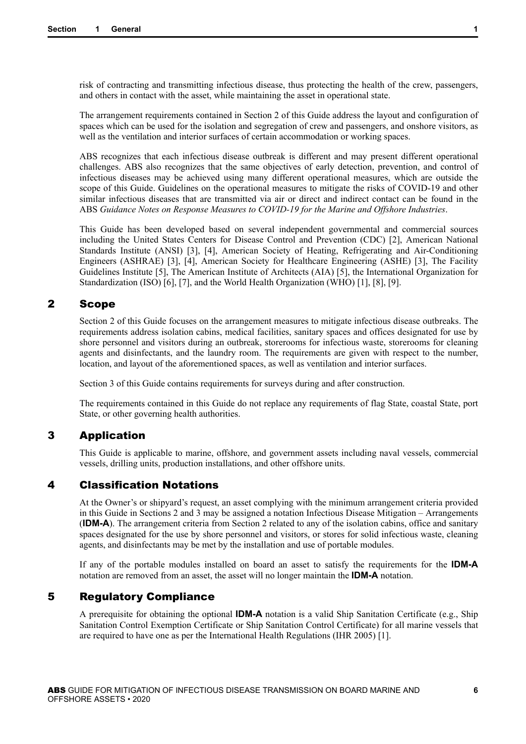risk of contracting and transmitting infectious disease, thus protecting the health of the crew, passengers, and others in contact with the asset, while maintaining the asset in operational state.

The arrangement requirements contained in Section 2 of this Guide address the layout and configuration of spaces which can be used for the isolation and segregation of crew and passengers, and onshore visitors, as well as the ventilation and interior surfaces of certain accommodation or working spaces.

ABS recognizes that each infectious disease outbreak is different and may present different operational challenges. ABS also recognizes that the same objectives of early detection, prevention, and control of infectious diseases may be achieved using many different operational measures, which are outside the scope of this Guide. Guidelines on the operational measures to mitigate the risks of COVID-19 and other similar infectious diseases that are transmitted via air or direct and indirect contact can be found in the ABS *Guidance Notes on Response Measures to COVID-19 for the Marine and Offshore Industries*.

This Guide has been developed based on several independent governmental and commercial sources including the United States Centers for Disease Control and Prevention (CDC) [2], American National Standards Institute (ANSI) [3], [4], American Society of Heating, Refrigerating and Air-Conditioning Engineers (ASHRAE) [3], [4], American Society for Healthcare Engineering (ASHE) [3], The Facility Guidelines Institute [5], The American Institute of Architects (AIA) [5], the International Organization for Standardization (ISO) [6], [7], and the World Health Organization (WHO) [1], [8], [9].

## 2 Scope

Section 2 of this Guide focuses on the arrangement measures to mitigate infectious disease outbreaks. The requirements address isolation cabins, medical facilities, sanitary spaces and offices designated for use by shore personnel and visitors during an outbreak, storerooms for infectious waste, storerooms for cleaning agents and disinfectants, and the laundry room. The requirements are given with respect to the number, location, and layout of the aforementioned spaces, as well as ventilation and interior surfaces.

Section 3 of this Guide contains requirements for surveys during and after construction.

The requirements contained in this Guide do not replace any requirements of flag State, coastal State, port State, or other governing health authorities.

## 3 Application

This Guide is applicable to marine, offshore, and government assets including naval vessels, commercial vessels, drilling units, production installations, and other offshore units.

## 4 Classification Notations

At the Owner's or shipyard's request, an asset complying with the minimum arrangement criteria provided in this Guide in Sections 2 and 3 may be assigned a notation Infectious Disease Mitigation – Arrangements (**IDM-A**). The arrangement criteria from Section 2 related to any of the isolation cabins, office and sanitary spaces designated for the use by shore personnel and visitors, or stores for solid infectious waste, cleaning agents, and disinfectants may be met by the installation and use of portable modules.

If any of the portable modules installed on board an asset to satisfy the requirements for the **IDM-A** notation are removed from an asset, the asset will no longer maintain the **IDM-A** notation.

## 5 Regulatory Compliance

A prerequisite for obtaining the optional **IDM-A** notation is a valid Ship Sanitation Certificate (e.g., Ship Sanitation Control Exemption Certificate or Ship Sanitation Control Certificate) for all marine vessels that are required to have one as per the International Health Regulations (IHR 2005) [1].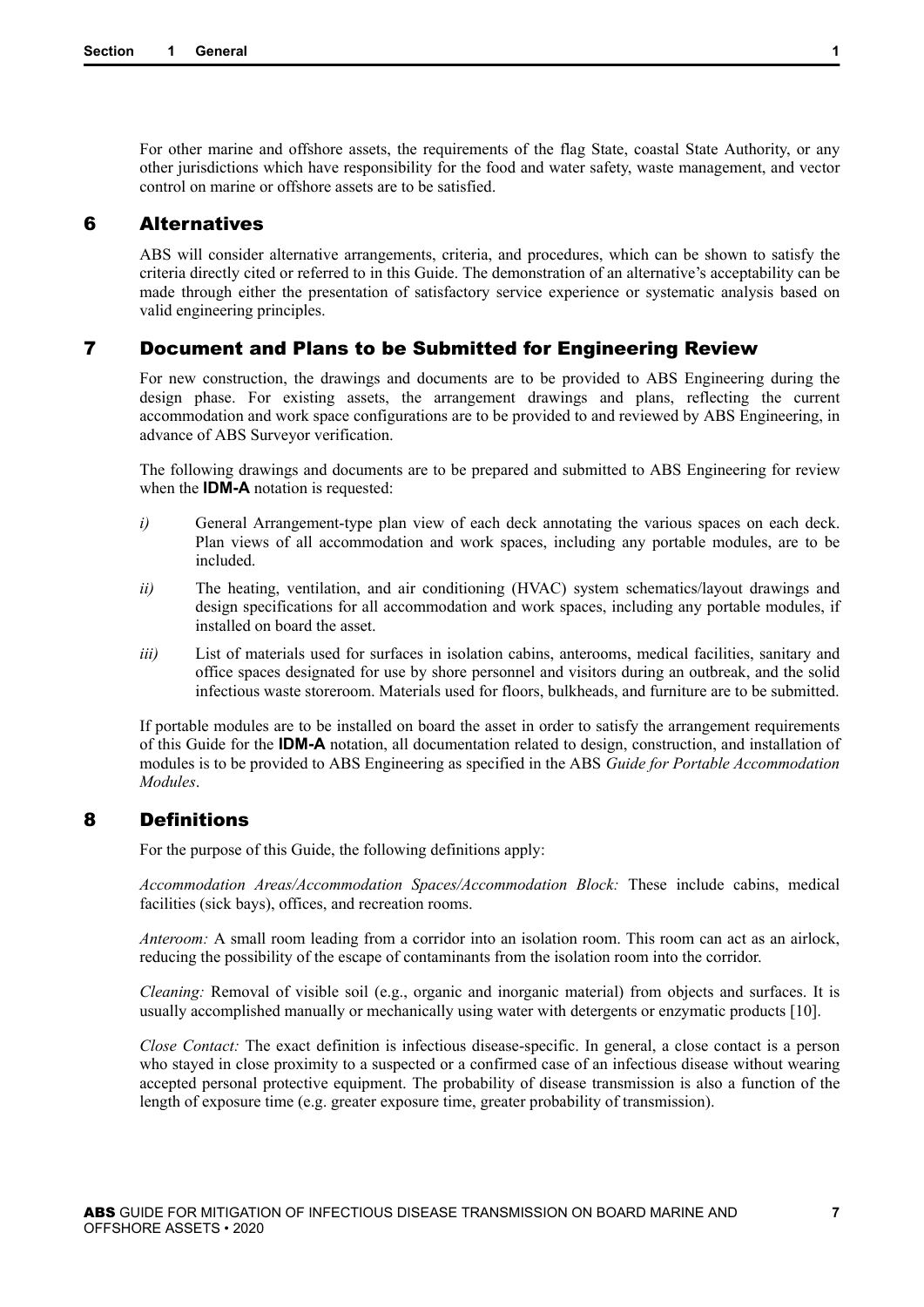For other marine and offshore assets, the requirements of the flag State, coastal State Authority, or any other jurisdictions which have responsibility for the food and water safety, waste management, and vector control on marine or offshore assets are to be satisfied.

## 6 Alternatives

ABS will consider alternative arrangements, criteria, and procedures, which can be shown to satisfy the criteria directly cited or referred to in this Guide. The demonstration of an alternative's acceptability can be made through either the presentation of satisfactory service experience or systematic analysis based on valid engineering principles.

## 7 Document and Plans to be Submitted for Engineering Review

For new construction, the drawings and documents are to be provided to ABS Engineering during the design phase. For existing assets, the arrangement drawings and plans, reflecting the current accommodation and work space configurations are to be provided to and reviewed by ABS Engineering, in advance of ABS Surveyor verification.

The following drawings and documents are to be prepared and submitted to ABS Engineering for review when the **IDM-A** notation is requested:

*i)* General Arrangement-type plan view of each deck annotating the various spaces on each deck. Plan views of all accommodation and work spaces, including any portable modules, are to be included.

*ii)* The heating, ventilation, and air conditioning (HVAC) system schematics/layout drawings and design specifications for all accommodation and work spaces, including any portable modules, if installed on board the asset.

*iii)* List of materials used for surfaces in isolation cabins, anterooms, medical facilities, sanitary and office spaces designated for use by shore personnel and visitors during an outbreak, and the solid infectious waste storeroom. Materials used for floors, bulkheads, and furniture are to be submitted.

If portable modules are to be installed on board the asset in order to satisfy the arrangement requirements of this Guide for the **IDM-A** notation, all documentation related to design, construction, and installation of modules is to be provided to ABS Engineering as specified in the ABS *Guide for Portable Accommodation Modules*.

## 8 Definitions

For the purpose of this Guide, the following definitions apply:

*Accommodation Areas/Accommodation Spaces/Accommodation Block:* These include cabins, medical facilities (sick bays), offices, and recreation rooms.

*Anteroom:* A small room leading from a corridor into an isolation room. This room can act as an airlock, reducing the possibility of the escape of contaminants from the isolation room into the corridor.

*Cleaning:* Removal of visible soil (e.g., organic and inorganic material) from objects and surfaces. It is usually accomplished manually or mechanically using water with detergents or enzymatic products [10].

*Close Contact:* The exact definition is infectious disease-specific. In general, a close contact is a person who stayed in close proximity to a suspected or a confirmed case of an infectious disease without wearing accepted personal protective equipment. The probability of disease transmission is also a function of the length of exposure time (e.g. greater exposure time, greater probability of transmission).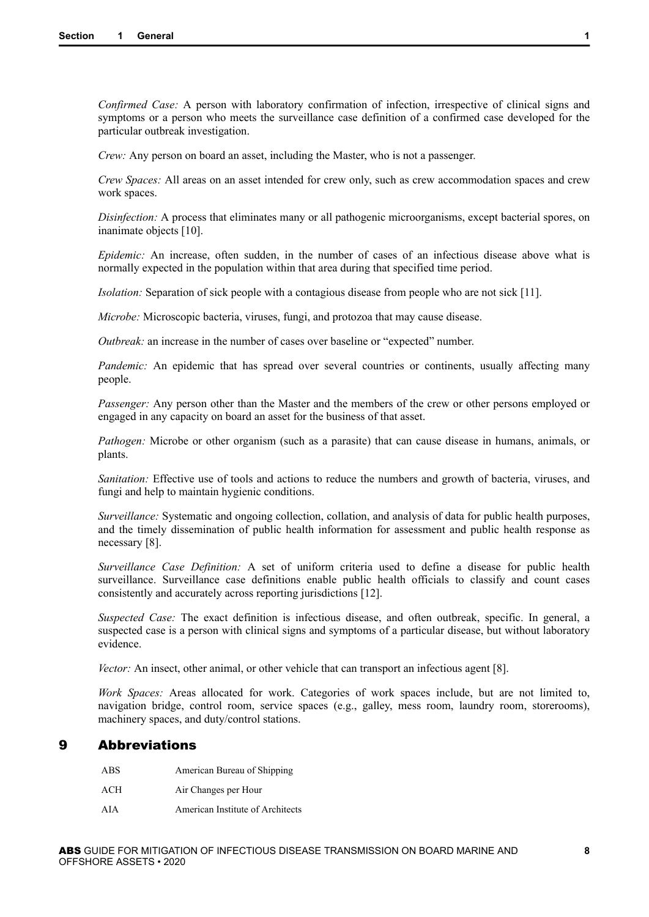*Confirmed Case:* A person with laboratory confirmation of infection, irrespective of clinical signs and symptoms or a person who meets the surveillance case definition of a confirmed case developed for the particular outbreak investigation.

*Crew:* Any person on board an asset, including the Master, who is not a passenger.

*Crew Spaces:* All areas on an asset intended for crew only, such as crew accommodation spaces and crew work spaces.

*Disinfection:* A process that eliminates many or all pathogenic microorganisms, except bacterial spores, on inanimate objects [10].

*Epidemic:* An increase, often sudden, in the number of cases of an infectious disease above what is normally expected in the population within that area during that specified time period.

*Isolation:* Separation of sick people with a contagious disease from people who are not sick [11].

*Microbe:* Microscopic bacteria, viruses, fungi, and protozoa that may cause disease.

*Outbreak:* an increase in the number of cases over baseline or "expected" number.

*Pandemic:* An epidemic that has spread over several countries or continents, usually affecting many people.

*Passenger:* Any person other than the Master and the members of the crew or other persons employed or engaged in any capacity on board an asset for the business of that asset.

*Pathogen:* Microbe or other organism (such as a parasite) that can cause disease in humans, animals, or plants.

*Sanitation:* Effective use of tools and actions to reduce the numbers and growth of bacteria, viruses, and fungi and help to maintain hygienic conditions.

*Surveillance:* Systematic and ongoing collection, collation, and analysis of data for public health purposes, and the timely dissemination of public health information for assessment and public health response as necessary [8].

*Surveillance Case Definition:* A set of uniform criteria used to define a disease for public health surveillance. Surveillance case definitions enable public health officials to classify and count cases consistently and accurately across reporting jurisdictions [12].

*Suspected Case:* The exact definition is infectious disease, and often outbreak, specific. In general, a suspected case is a person with clinical signs and symptoms of a particular disease, but without laboratory evidence.

*Vector:* An insect, other animal, or other vehicle that can transport an infectious agent [8].

*Work Spaces:* Areas allocated for work. Categories of work spaces include, but are not limited to, navigation bridge, control room, service spaces (e.g., galley, mess room, laundry room, storerooms), machinery spaces, and duty/control stations.

## 9 Abbreviations

| | |
|---|---|
| ABS | American Bureau of Shipping |
| ACH | Air Changes per Hour |
| AIA | American Institute of Architects |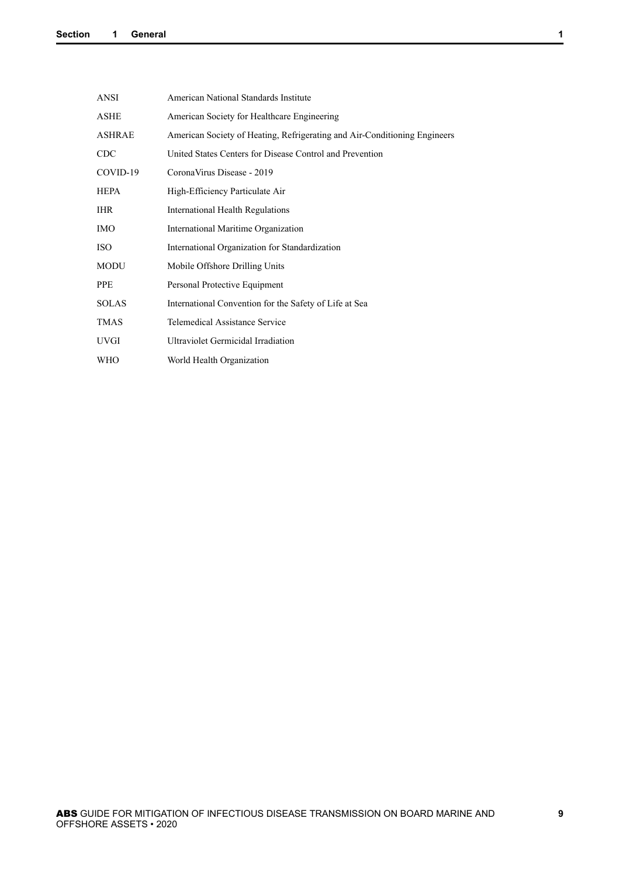| | |
|---|---|
| ANSI | American National Standards Institute |
| ASHE | American Society for Healthcare Engineering |
| ASHRAE | American Society of Heating, Refrigerating and Air-Conditioning Engineers |
| CDC | United States Centers for Disease Control and Prevention |
| COVID-19 | CoronaVirus Disease - 2019 |
| HEPA | High-Efficiency Particulate Air |
| IHR | International Health Regulations |
| IMO | International Maritime Organization |
| ISO | International Organization for Standardization |
| MODU | Mobile Offshore Drilling Units |
| PPE | Personal Protective Equipment |
| SOLAS | International Convention for the Safety of Life at Sea |
| TMAS | Telemedical Assistance Service |
| UVGI | Ultraviolet Germicidal Irradiation |
| WHO | World Health Organization |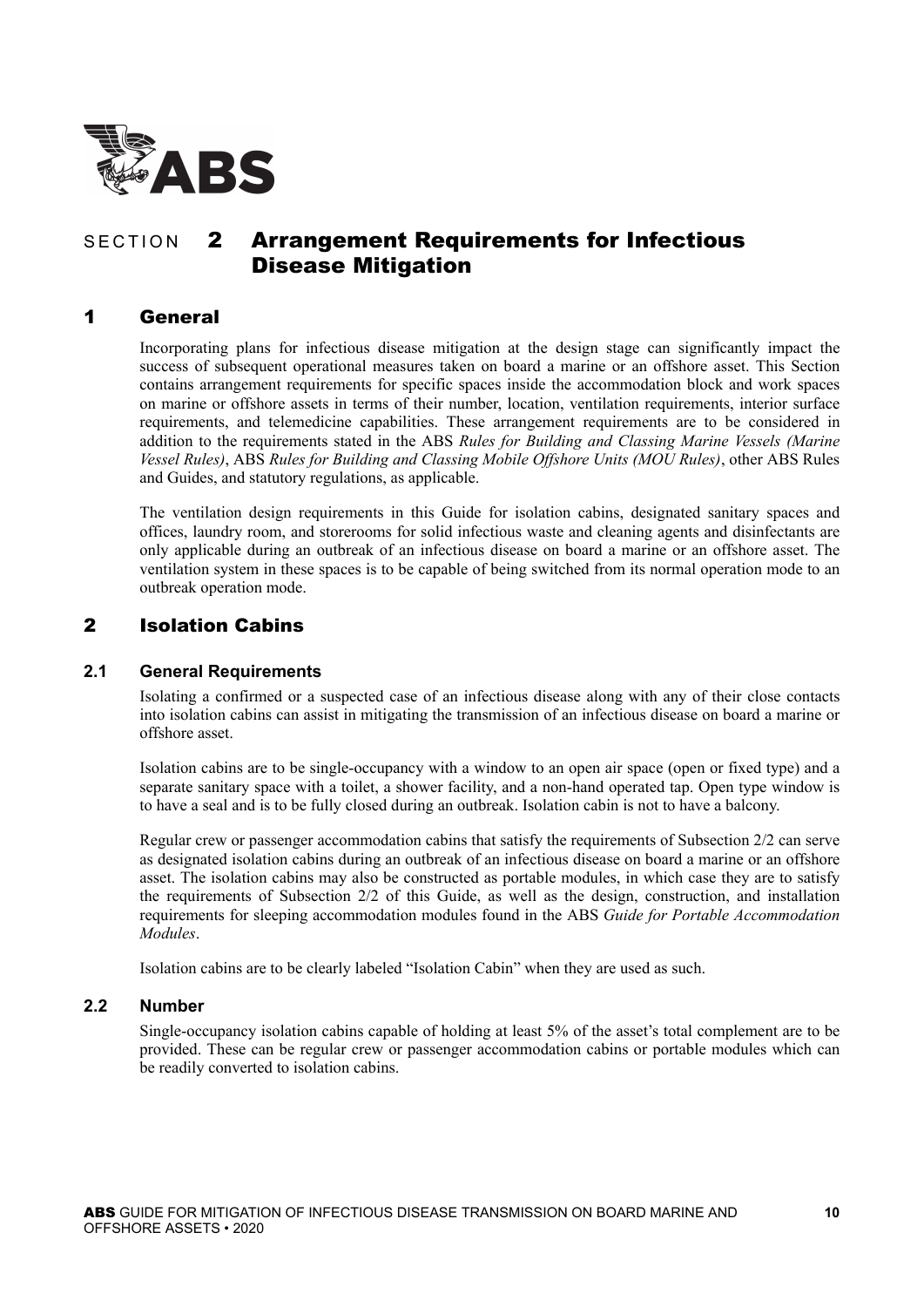# SECTION 2 Arrangement Requirements for Infectious Disease Mitigation

## 1 General

Incorporating plans for infectious disease mitigation at the design stage can significantly impact the success of subsequent operational measures taken on board a marine or an offshore asset. This Section contains arrangement requirements for specific spaces inside the accommodation block and work spaces on marine or offshore assets in terms of their number, location, ventilation requirements, interior surface requirements, and telemedicine capabilities. These arrangement requirements are to be considered in addition to the requirements stated in the ABS *Rules for Building and Classing Marine Vessels (Marine Vessel Rules)*, ABS *Rules for Building and Classing Mobile Offshore Units (MOU Rules)*, other ABS Rules and Guides, and statutory regulations, as applicable.

The ventilation design requirements in this Guide for isolation cabins, designated sanitary spaces and offices, laundry room, and storerooms for solid infectious waste and cleaning agents and disinfectants are only applicable during an outbreak of an infectious disease on board a marine or an offshore asset. The ventilation system in these spaces is to be capable of being switched from its normal operation mode to an outbreak operation mode.

## 2 Isolation Cabins

### 2.1 General Requirements

Isolating a confirmed or a suspected case of an infectious disease along with any of their close contacts into isolation cabins can assist in mitigating the transmission of an infectious disease on board a marine or offshore asset.

Isolation cabins are to be single-occupancy with a window to an open air space (open or fixed type) and a separate sanitary space with a toilet, a shower facility, and a non-hand operated tap. Open type window is to have a seal and is to be fully closed during an outbreak. Isolation cabin is not to have a balcony.

Regular crew or passenger accommodation cabins that satisfy the requirements of Subsection 2/2 can serve as designated isolation cabins during an outbreak of an infectious disease on board a marine or an offshore asset. The isolation cabins may also be constructed as portable modules, in which case they are to satisfy the requirements of Subsection 2/2 of this Guide, as well as the design, construction, and installation requirements for sleeping accommodation modules found in the ABS *Guide for Portable Accommodation Modules*.

Isolation cabins are to be clearly labeled "Isolation Cabin" when they are used as such.

### 2.2 Number

Single-occupancy isolation cabins capable of holding at least 5% of the asset's total complement are to be provided. These can be regular crew or passenger accommodation cabins or portable modules which can be readily converted to isolation cabins.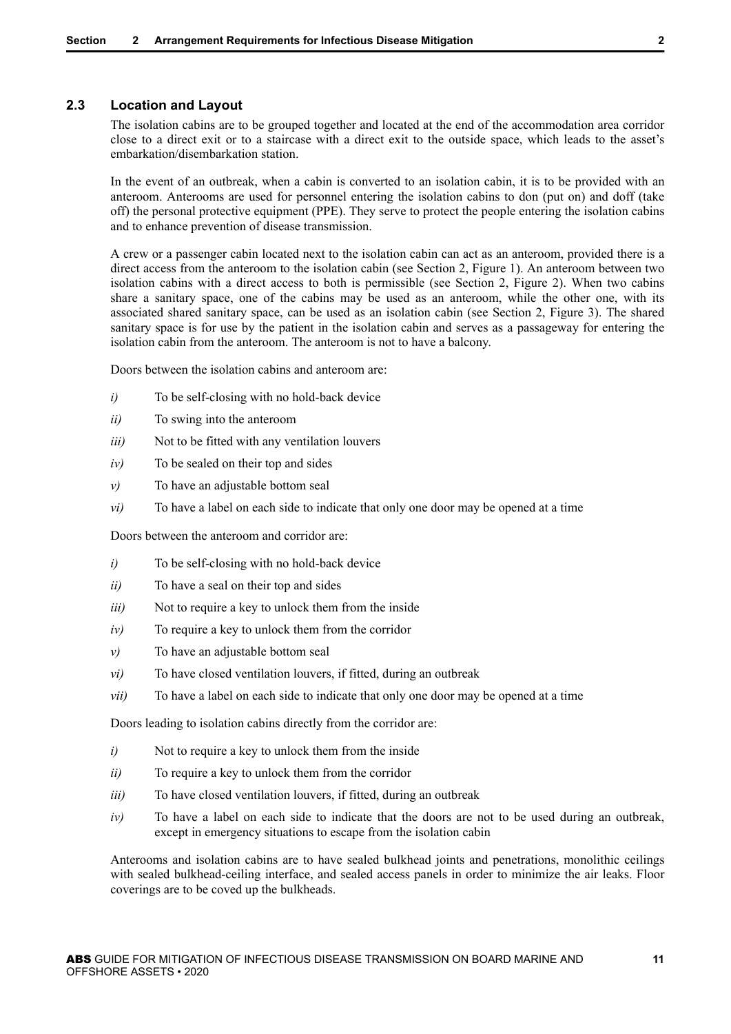## 2.3 Location and Layout

The isolation cabins are to be grouped together and located at the end of the accommodation area corridor close to a direct exit or to a staircase with a direct exit to the outside space, which leads to the asset's embarkation/disembarkation station.

In the event of an outbreak, when a cabin is converted to an isolation cabin, it is to be provided with an anteroom. Anterooms are used for personnel entering the isolation cabins to don (put on) and doff (take off) the personal protective equipment (PPE). They serve to protect the people entering the isolation cabins and to enhance prevention of disease transmission.

A crew or a passenger cabin located next to the isolation cabin can act as an anteroom, provided there is a direct access from the anteroom to the isolation cabin (see Section 2, Figure 1). An anteroom between two isolation cabins with a direct access to both is permissible (see Section 2, Figure 2). When two cabins share a sanitary space, one of the cabins may be used as an anteroom, while the other one, with its associated shared sanitary space, can be used as an isolation cabin (see Section 2, Figure 3). The shared sanitary space is for use by the patient in the isolation cabin and serves as a passageway for entering the isolation cabin from the anteroom. The anteroom is not to have a balcony.

Doors between the isolation cabins and anteroom are:

- *i)* To be self-closing with no hold-back device
- *ii)* To swing into the anteroom
- *iii)* Not to be fitted with any ventilation louvers
- *iv)* To be sealed on their top and sides
- *v)* To have an adjustable bottom seal
- *vi)* To have a label on each side to indicate that only one door may be opened at a time

Doors between the anteroom and corridor are:

- *i)* To be self-closing with no hold-back device
- *ii)* To have a seal on their top and sides
- *iii)* Not to require a key to unlock them from the inside
- *iv)* To require a key to unlock them from the corridor
- *v)* To have an adjustable bottom seal
- *vi)* To have closed ventilation louvers, if fitted, during an outbreak
- *vii)* To have a label on each side to indicate that only one door may be opened at a time

Doors leading to isolation cabins directly from the corridor are:

- *i)* Not to require a key to unlock them from the inside
- *ii)* To require a key to unlock them from the corridor
- *iii)* To have closed ventilation louvers, if fitted, during an outbreak
- *iv)* To have a label on each side to indicate that the doors are not to be used during an outbreak, except in emergency situations to escape from the isolation cabin

Anterooms and isolation cabins are to have sealed bulkhead joints and penetrations, monolithic ceilings with sealed bulkhead-ceiling interface, and sealed access panels in order to minimize the air leaks. Floor coverings are to be coved up the bulkheads.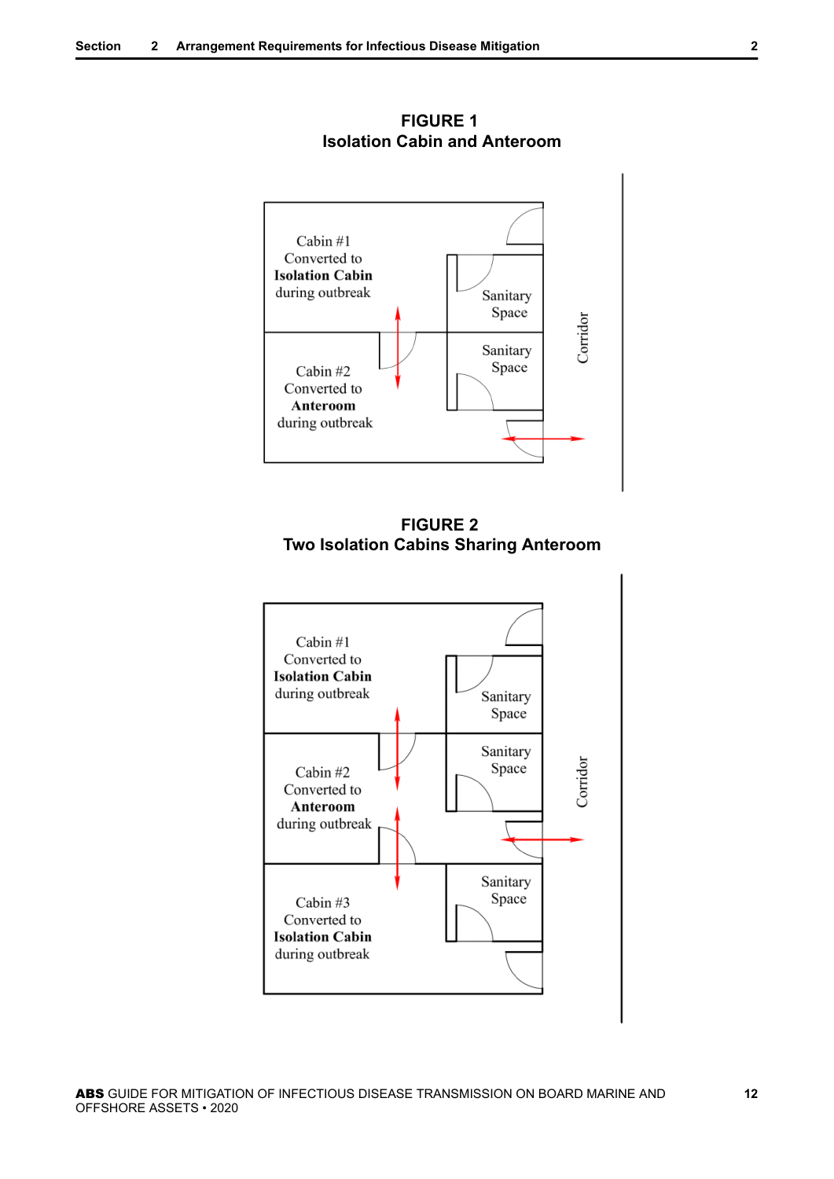**FIGURE 1**
**Isolation Cabin and Anteroom**

Cabin #1
Converted to
**Isolation Cabin**
during outbreak

Sanitary Space

Sanitary Space

Cabin #2
Converted to
**Anteroom**
during outbreak

Corridor

**FIGURE 2**
**Two Isolation Cabins Sharing Anteroom**

Cabin #1
Converted to
**Isolation Cabin**
during outbreak

Sanitary Space

Sanitary Space

Cabin #2
Converted to
**Anteroom**
during outbreak

Sanitary Space

Cabin #3
Converted to
**Isolation Cabin**
during outbreak

Corridor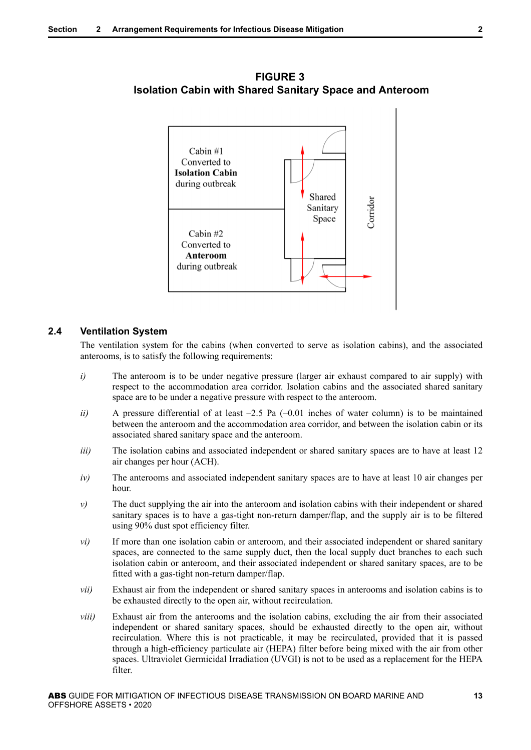**FIGURE 3**
**Isolation Cabin with Shared Sanitary Space and Anteroom**

Cabin #1 Converted to **Isolation Cabin** during outbreak

Cabin #2 Converted to **Anteroom** during outbreak

Shared Sanitary Space

Corridor

## 2.4 Ventilation System

The ventilation system for the cabins (when converted to serve as isolation cabins), and the associated anterooms, is to satisfy the following requirements:

*i)* The anteroom is to be under negative pressure (larger air exhaust compared to air supply) with respect to the accommodation area corridor. Isolation cabins and the associated shared sanitary space are to be under a negative pressure with respect to the anteroom.

*ii)* A pressure differential of at least –2.5 Pa (–0.01 inches of water column) is to be maintained between the anteroom and the accommodation area corridor, and between the isolation cabin or its associated shared sanitary space and the anteroom.

*iii)* The isolation cabins and associated independent or shared sanitary spaces are to have at least 12 air changes per hour (ACH).

*iv)* The anterooms and associated independent sanitary spaces are to have at least 10 air changes per hour.

*v)* The duct supplying the air into the anteroom and isolation cabins with their independent or shared sanitary spaces is to have a gas-tight non-return damper/flap, and the supply air is to be filtered using 90% dust spot efficiency filter.

*vi)* If more than one isolation cabin or anteroom, and their associated independent or shared sanitary spaces, are connected to the same supply duct, then the local supply duct branches to each such isolation cabin or anteroom, and their associated independent or shared sanitary spaces, are to be fitted with a gas-tight non-return damper/flap.

*vii)* Exhaust air from the independent or shared sanitary spaces in anterooms and isolation cabins is to be exhausted directly to the open air, without recirculation.

*viii)* Exhaust air from the anterooms and the isolation cabins, excluding the air from their associated independent or shared sanitary spaces, should be exhausted directly to the open air, without recirculation. Where this is not practicable, it may be recirculated, provided that it is passed through a high-efficiency particulate air (HEPA) filter before being mixed with the air from other spaces. Ultraviolet Germicidal Irradiation (UVGI) is not to be used as a replacement for the HEPA filter.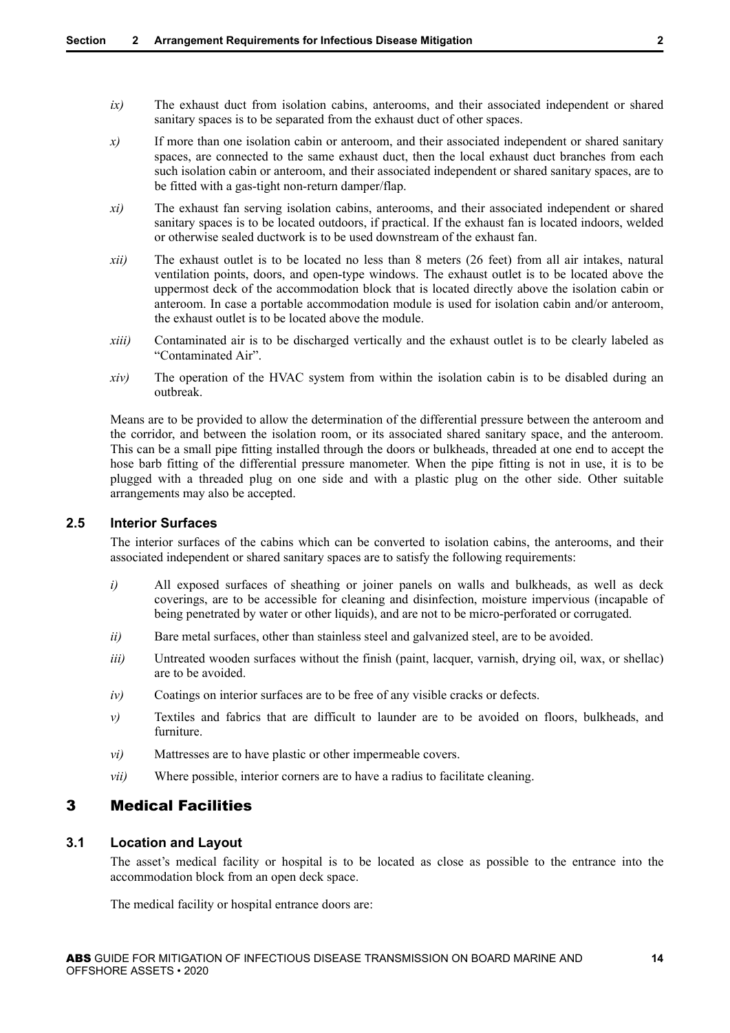*ix)* The exhaust duct from isolation cabins, anterooms, and their associated independent or shared sanitary spaces is to be separated from the exhaust duct of other spaces.

*x)* If more than one isolation cabin or anteroom, and their associated independent or shared sanitary spaces, are connected to the same exhaust duct, then the local exhaust duct branches from each such isolation cabin or anteroom, and their associated independent or shared sanitary spaces, are to be fitted with a gas-tight non-return damper/flap.

*xi)* The exhaust fan serving isolation cabins, anterooms, and their associated independent or shared sanitary spaces is to be located outdoors, if practical. If the exhaust fan is located indoors, welded or otherwise sealed ductwork is to be used downstream of the exhaust fan.

*xii)* The exhaust outlet is to be located no less than 8 meters (26 feet) from all air intakes, natural ventilation points, doors, and open-type windows. The exhaust outlet is to be located above the uppermost deck of the accommodation block that is located directly above the isolation cabin or anteroom. In case a portable accommodation module is used for isolation cabin and/or anteroom, the exhaust outlet is to be located above the module.

*xiii)* Contaminated air is to be discharged vertically and the exhaust outlet is to be clearly labeled as "Contaminated Air".

*xiv)* The operation of the HVAC system from within the isolation cabin is to be disabled during an outbreak.

Means are to be provided to allow the determination of the differential pressure between the anteroom and the corridor, and between the isolation room, or its associated shared sanitary space, and the anteroom. This can be a small pipe fitting installed through the doors or bulkheads, threaded at one end to accept the hose barb fitting of the differential pressure manometer. When the pipe fitting is not in use, it is to be plugged with a threaded plug on one side and with a plastic plug on the other side. Other suitable arrangements may also be accepted.

### 2.5 Interior Surfaces

The interior surfaces of the cabins which can be converted to isolation cabins, the anterooms, and their associated independent or shared sanitary spaces are to satisfy the following requirements:

*i)* All exposed surfaces of sheathing or joiner panels on walls and bulkheads, as well as deck coverings, are to be accessible for cleaning and disinfection, moisture impervious (incapable of being penetrated by water or other liquids), and are not to be micro-perforated or corrugated.

*ii)* Bare metal surfaces, other than stainless steel and galvanized steel, are to be avoided.

*iii)* Untreated wooden surfaces without the finish (paint, lacquer, varnish, drying oil, wax, or shellac) are to be avoided.

*iv)* Coatings on interior surfaces are to be free of any visible cracks or defects.

*v)* Textiles and fabrics that are difficult to launder are to be avoided on floors, bulkheads, and furniture.

*vi)* Mattresses are to have plastic or other impermeable covers.

*vii)* Where possible, interior corners are to have a radius to facilitate cleaning.

## 3 Medical Facilities

### 3.1 Location and Layout

The asset's medical facility or hospital is to be located as close as possible to the entrance into the accommodation block from an open deck space.

The medical facility or hospital entrance doors are: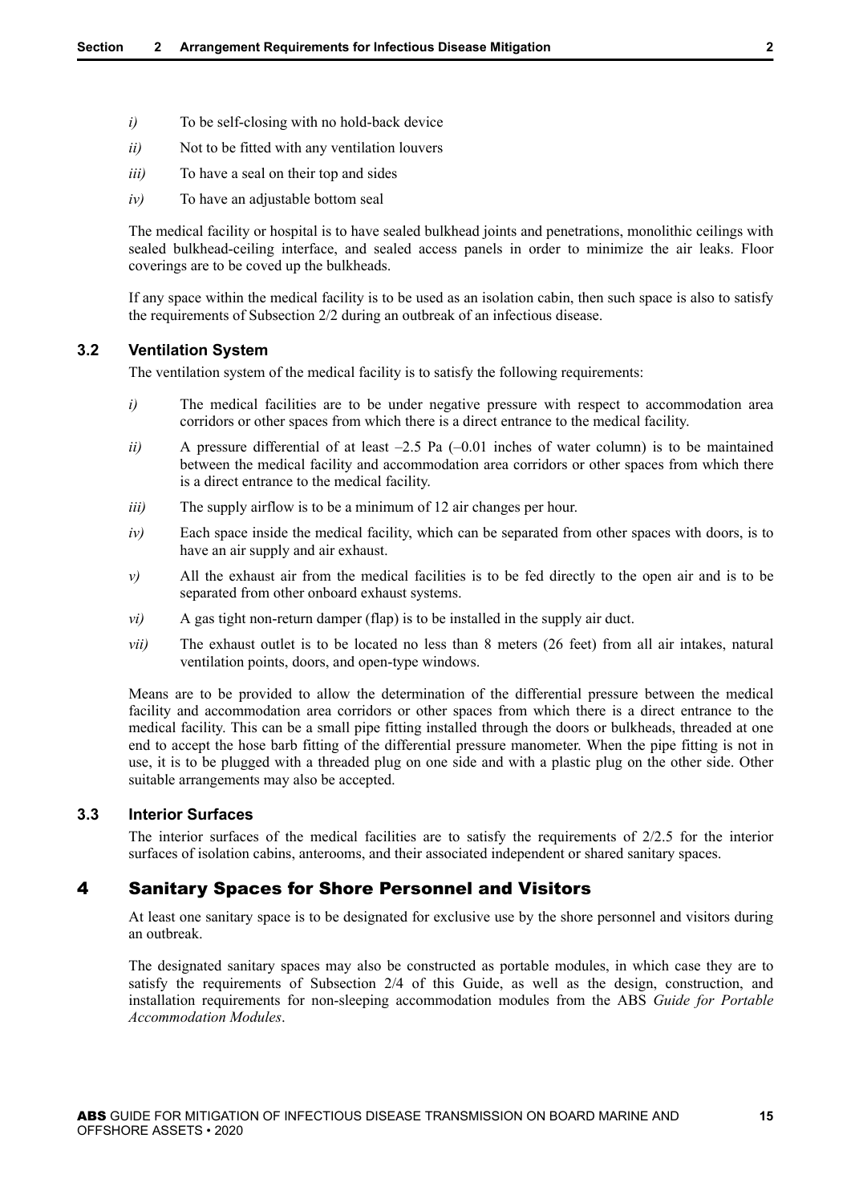*i)* To be self-closing with no hold-back device

*ii)* Not to be fitted with any ventilation louvers

*iii)* To have a seal on their top and sides

*iv)* To have an adjustable bottom seal

The medical facility or hospital is to have sealed bulkhead joints and penetrations, monolithic ceilings with sealed bulkhead-ceiling interface, and sealed access panels in order to minimize the air leaks. Floor coverings are to be coved up the bulkheads.

If any space within the medical facility is to be used as an isolation cabin, then such space is also to satisfy the requirements of Subsection 2/2 during an outbreak of an infectious disease.

### 3.2 Ventilation System

The ventilation system of the medical facility is to satisfy the following requirements:

*i)* The medical facilities are to be under negative pressure with respect to accommodation area corridors or other spaces from which there is a direct entrance to the medical facility.

*ii)* A pressure differential of at least –2.5 Pa (–0.01 inches of water column) is to be maintained between the medical facility and accommodation area corridors or other spaces from which there is a direct entrance to the medical facility.

*iii)* The supply airflow is to be a minimum of 12 air changes per hour.

*iv)* Each space inside the medical facility, which can be separated from other spaces with doors, is to have an air supply and air exhaust.

*v)* All the exhaust air from the medical facilities is to be fed directly to the open air and is to be separated from other onboard exhaust systems.

*vi)* A gas tight non-return damper (flap) is to be installed in the supply air duct.

*vii)* The exhaust outlet is to be located no less than 8 meters (26 feet) from all air intakes, natural ventilation points, doors, and open-type windows.

Means are to be provided to allow the determination of the differential pressure between the medical facility and accommodation area corridors or other spaces from which there is a direct entrance to the medical facility. This can be a small pipe fitting installed through the doors or bulkheads, threaded at one end to accept the hose barb fitting of the differential pressure manometer. When the pipe fitting is not in use, it is to be plugged with a threaded plug on one side and with a plastic plug on the other side. Other suitable arrangements may also be accepted.

### 3.3 Interior Surfaces

The interior surfaces of the medical facilities are to satisfy the requirements of 2/2.5 for the interior surfaces of isolation cabins, anterooms, and their associated independent or shared sanitary spaces.

## 4 Sanitary Spaces for Shore Personnel and Visitors

At least one sanitary space is to be designated for exclusive use by the shore personnel and visitors during an outbreak.

The designated sanitary spaces may also be constructed as portable modules, in which case they are to satisfy the requirements of Subsection 2/4 of this Guide, as well as the design, construction, and installation requirements for non-sleeping accommodation modules from the ABS *Guide for Portable Accommodation Modules*.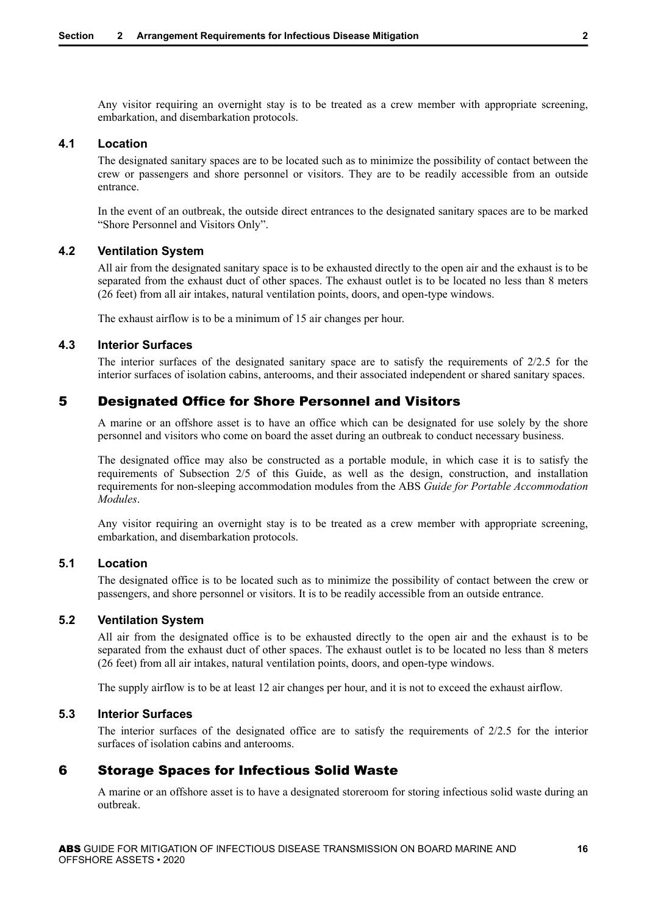Any visitor requiring an overnight stay is to be treated as a crew member with appropriate screening, embarkation, and disembarkation protocols.

### 4.1 Location

The designated sanitary spaces are to be located such as to minimize the possibility of contact between the crew or passengers and shore personnel or visitors. They are to be readily accessible from an outside entrance.

In the event of an outbreak, the outside direct entrances to the designated sanitary spaces are to be marked "Shore Personnel and Visitors Only".

### 4.2 Ventilation System

All air from the designated sanitary space is to be exhausted directly to the open air and the exhaust is to be separated from the exhaust duct of other spaces. The exhaust outlet is to be located no less than 8 meters (26 feet) from all air intakes, natural ventilation points, doors, and open-type windows.

The exhaust airflow is to be a minimum of 15 air changes per hour.

### 4.3 Interior Surfaces

The interior surfaces of the designated sanitary space are to satisfy the requirements of 2/2.5 for the interior surfaces of isolation cabins, anterooms, and their associated independent or shared sanitary spaces.

## 5 Designated Office for Shore Personnel and Visitors

A marine or an offshore asset is to have an office which can be designated for use solely by the shore personnel and visitors who come on board the asset during an outbreak to conduct necessary business.

The designated office may also be constructed as a portable module, in which case it is to satisfy the requirements of Subsection 2/5 of this Guide, as well as the design, construction, and installation requirements for non-sleeping accommodation modules from the ABS *Guide for Portable Accommodation Modules*.

Any visitor requiring an overnight stay is to be treated as a crew member with appropriate screening, embarkation, and disembarkation protocols.

### 5.1 Location

The designated office is to be located such as to minimize the possibility of contact between the crew or passengers, and shore personnel or visitors. It is to be readily accessible from an outside entrance.

### 5.2 Ventilation System

All air from the designated office is to be exhausted directly to the open air and the exhaust is to be separated from the exhaust duct of other spaces. The exhaust outlet is to be located no less than 8 meters (26 feet) from all air intakes, natural ventilation points, doors, and open-type windows.

The supply airflow is to be at least 12 air changes per hour, and it is not to exceed the exhaust airflow.

### 5.3 Interior Surfaces

The interior surfaces of the designated office are to satisfy the requirements of 2/2.5 for the interior surfaces of isolation cabins and anterooms.

## 6 Storage Spaces for Infectious Solid Waste

A marine or an offshore asset is to have a designated storeroom for storing infectious solid waste during an outbreak.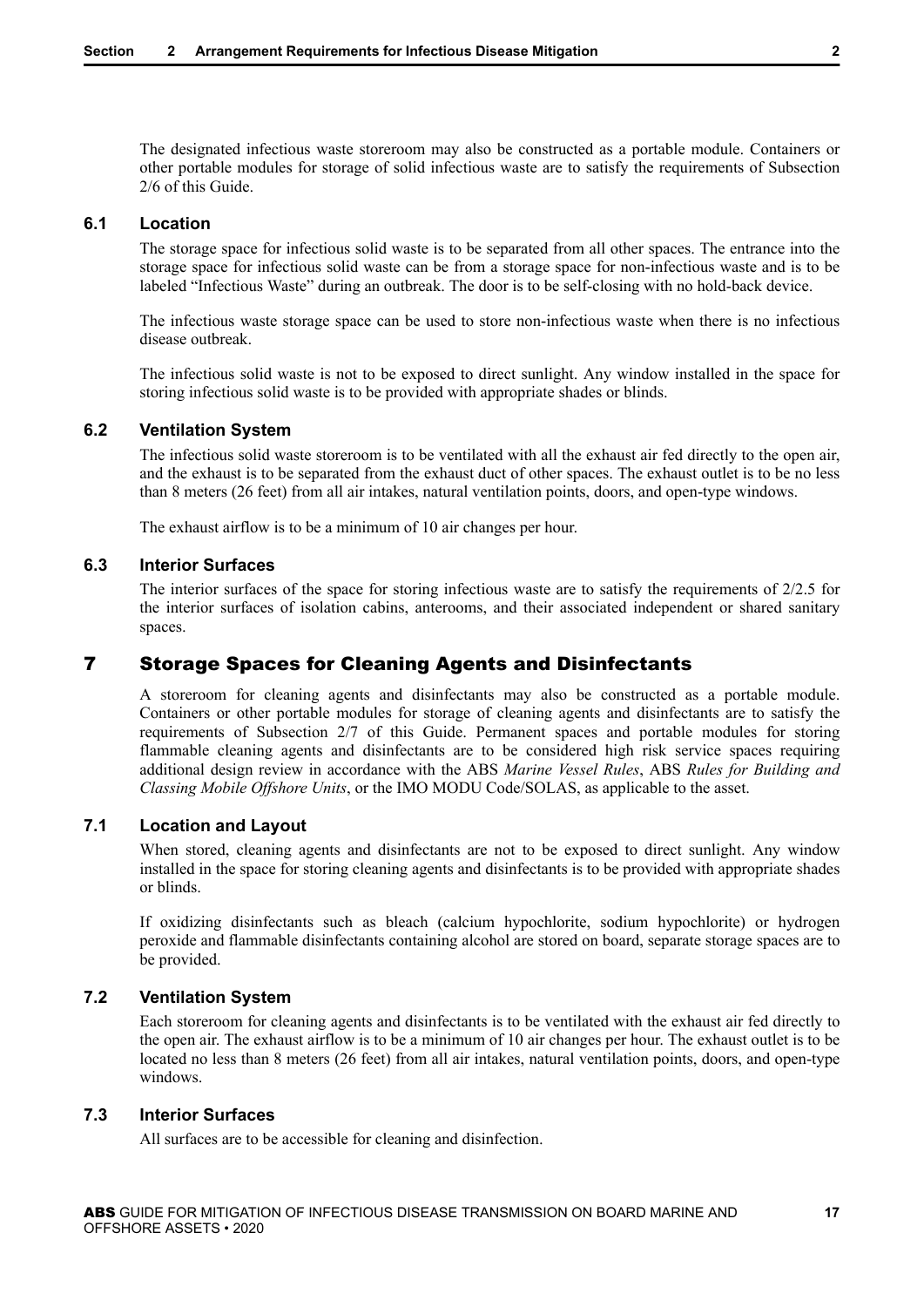The designated infectious waste storeroom may also be constructed as a portable module. Containers or other portable modules for storage of solid infectious waste are to satisfy the requirements of Subsection 2/6 of this Guide.

### 6.1 Location

The storage space for infectious solid waste is to be separated from all other spaces. The entrance into the storage space for infectious solid waste can be from a storage space for non-infectious waste and is to be labeled "Infectious Waste" during an outbreak. The door is to be self-closing with no hold-back device.

The infectious waste storage space can be used to store non-infectious waste when there is no infectious disease outbreak.

The infectious solid waste is not to be exposed to direct sunlight. Any window installed in the space for storing infectious solid waste is to be provided with appropriate shades or blinds.

### 6.2 Ventilation System

The infectious solid waste storeroom is to be ventilated with all the exhaust air fed directly to the open air, and the exhaust is to be separated from the exhaust duct of other spaces. The exhaust outlet is to be no less than 8 meters (26 feet) from all air intakes, natural ventilation points, doors, and open-type windows.

The exhaust airflow is to be a minimum of 10 air changes per hour.

### 6.3 Interior Surfaces

The interior surfaces of the space for storing infectious waste are to satisfy the requirements of 2/2.5 for the interior surfaces of isolation cabins, anterooms, and their associated independent or shared sanitary spaces.

## 7 Storage Spaces for Cleaning Agents and Disinfectants

A storeroom for cleaning agents and disinfectants may also be constructed as a portable module. Containers or other portable modules for storage of cleaning agents and disinfectants are to satisfy the requirements of Subsection 2/7 of this Guide. Permanent spaces and portable modules for storing flammable cleaning agents and disinfectants are to be considered high risk service spaces requiring additional design review in accordance with the ABS *Marine Vessel Rules*, ABS *Rules for Building and Classing Mobile Offshore Units*, or the IMO MODU Code/SOLAS, as applicable to the asset.

### 7.1 Location and Layout

When stored, cleaning agents and disinfectants are not to be exposed to direct sunlight. Any window installed in the space for storing cleaning agents and disinfectants is to be provided with appropriate shades or blinds.

If oxidizing disinfectants such as bleach (calcium hypochlorite, sodium hypochlorite) or hydrogen peroxide and flammable disinfectants containing alcohol are stored on board, separate storage spaces are to be provided.

### 7.2 Ventilation System

Each storeroom for cleaning agents and disinfectants is to be ventilated with the exhaust air fed directly to the open air. The exhaust airflow is to be a minimum of 10 air changes per hour. The exhaust outlet is to be located no less than 8 meters (26 feet) from all air intakes, natural ventilation points, doors, and open-type windows.

### 7.3 Interior Surfaces

All surfaces are to be accessible for cleaning and disinfection.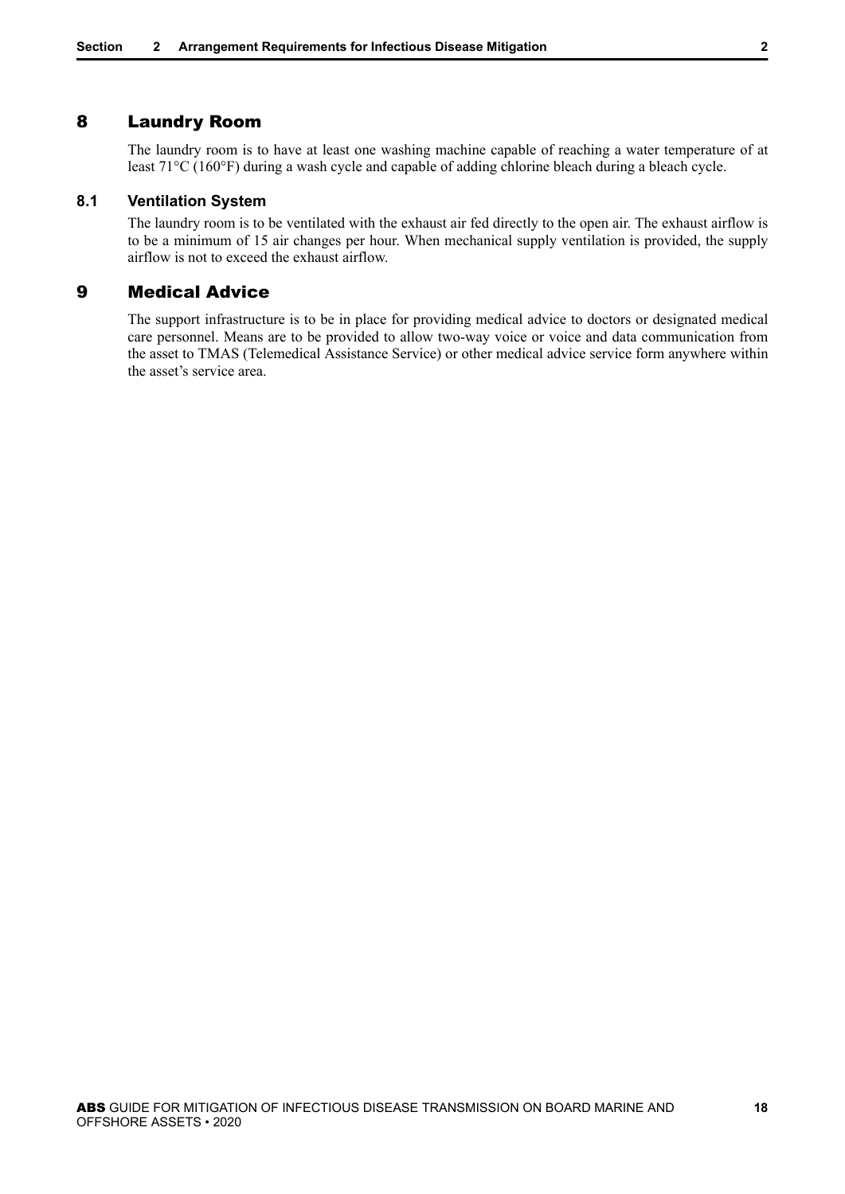## 8 Laundry Room

The laundry room is to have at least one washing machine capable of reaching a water temperature of at least 71°C (160°F) during a wash cycle and capable of adding chlorine bleach during a bleach cycle.

### 8.1 Ventilation System

The laundry room is to be ventilated with the exhaust air fed directly to the open air. The exhaust airflow is to be a minimum of 15 air changes per hour. When mechanical supply ventilation is provided, the supply airflow is not to exceed the exhaust airflow.

## 9 Medical Advice

The support infrastructure is to be in place for providing medical advice to doctors or designated medical care personnel. Means are to be provided to allow two-way voice or voice and data communication from the asset to TMAS (Telemedical Assistance Service) or other medical advice service form anywhere within the asset's service area.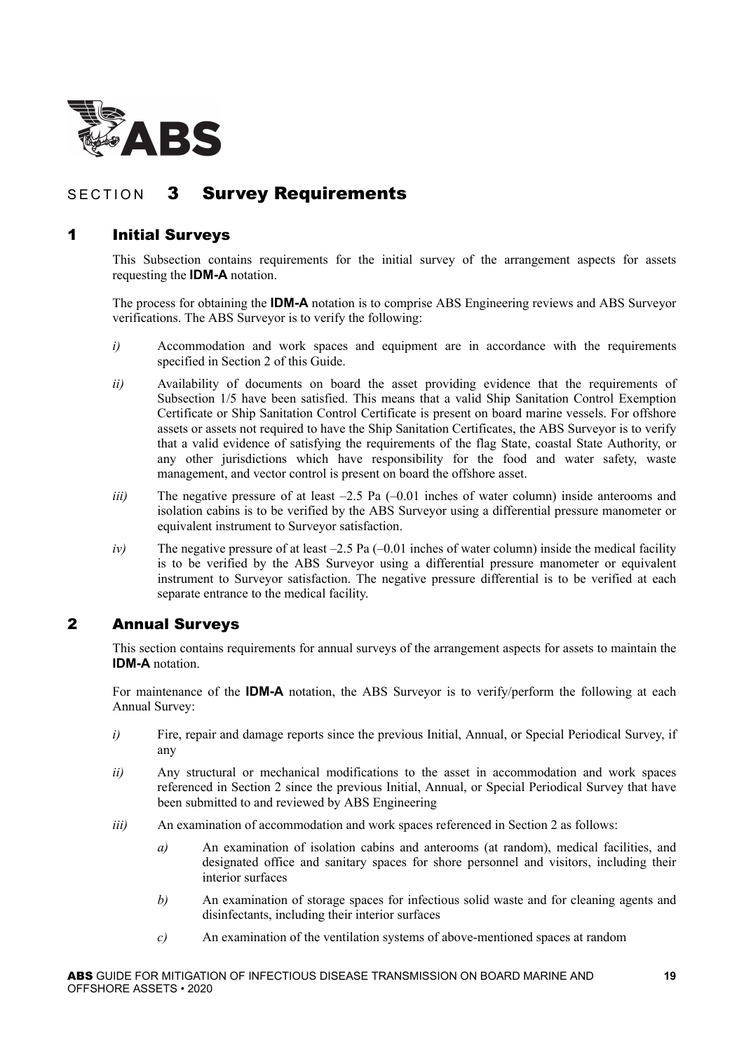# SECTION 3 Survey Requirements

## 1 Initial Surveys

This Subsection contains requirements for the initial survey of the arrangement aspects for assets requesting the **IDM-A** notation.

The process for obtaining the **IDM-A** notation is to comprise ABS Engineering reviews and ABS Surveyor verifications. The ABS Surveyor is to verify the following:

*i)* Accommodation and work spaces and equipment are in accordance with the requirements specified in Section 2 of this Guide.

*ii)* Availability of documents on board the asset providing evidence that the requirements of Subsection 1/5 have been satisfied. This means that a valid Ship Sanitation Control Exemption Certificate or Ship Sanitation Control Certificate is present on board marine vessels. For offshore assets or assets not required to have the Ship Sanitation Certificates, the ABS Surveyor is to verify that a valid evidence of satisfying the requirements of the flag State, coastal State Authority, or any other jurisdictions which have responsibility for the food and water safety, waste management, and vector control is present on board the offshore asset.

*iii)* The negative pressure of at least –2.5 Pa (–0.01 inches of water column) inside anterooms and isolation cabins is to be verified by the ABS Surveyor using a differential pressure manometer or equivalent instrument to Surveyor satisfaction.

*iv)* The negative pressure of at least –2.5 Pa (–0.01 inches of water column) inside the medical facility is to be verified by the ABS Surveyor using a differential pressure manometer or equivalent instrument to Surveyor satisfaction. The negative pressure differential is to be verified at each separate entrance to the medical facility.

## 2 Annual Surveys

This section contains requirements for annual surveys of the arrangement aspects for assets to maintain the **IDM-A** notation.

For maintenance of the **IDM-A** notation, the ABS Surveyor is to verify/perform the following at each Annual Survey:

*i)* Fire, repair and damage reports since the previous Initial, Annual, or Special Periodical Survey, if any

*ii)* Any structural or mechanical modifications to the asset in accommodation and work spaces referenced in Section 2 since the previous Initial, Annual, or Special Periodical Survey that have been submitted to and reviewed by ABS Engineering

*iii)* An examination of accommodation and work spaces referenced in Section 2 as follows:

  *a)* An examination of isolation cabins and anterooms (at random), medical facilities, and designated office and sanitary spaces for shore personnel and visitors, including their interior surfaces

  *b)* An examination of storage spaces for infectious solid waste and for cleaning agents and disinfectants, including their interior surfaces

  *c)* An examination of the ventilation systems of above-mentioned spaces at random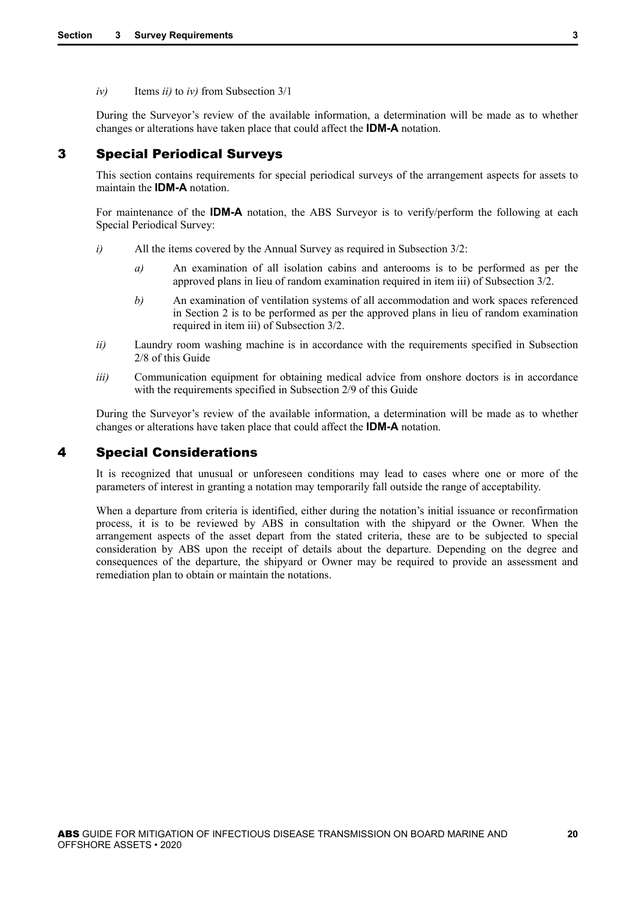*iv)* Items *ii)* to *iv)* from Subsection 3/1

During the Surveyor's review of the available information, a determination will be made as to whether changes or alterations have taken place that could affect the **IDM-A** notation.

## 3 Special Periodical Surveys

This section contains requirements for special periodical surveys of the arrangement aspects for assets to maintain the **IDM-A** notation.

For maintenance of the **IDM-A** notation, the ABS Surveyor is to verify/perform the following at each Special Periodical Survey:

*i)* All the items covered by the Annual Survey as required in Subsection 3/2:

   *a)* An examination of all isolation cabins and anterooms is to be performed as per the approved plans in lieu of random examination required in item iii) of Subsection 3/2.

   *b)* An examination of ventilation systems of all accommodation and work spaces referenced in Section 2 is to be performed as per the approved plans in lieu of random examination required in item iii) of Subsection 3/2.

*ii)* Laundry room washing machine is in accordance with the requirements specified in Subsection 2/8 of this Guide

*iii)* Communication equipment for obtaining medical advice from onshore doctors is in accordance with the requirements specified in Subsection 2/9 of this Guide

During the Surveyor's review of the available information, a determination will be made as to whether changes or alterations have taken place that could affect the **IDM-A** notation.

## 4 Special Considerations

It is recognized that unusual or unforeseen conditions may lead to cases where one or more of the parameters of interest in granting a notation may temporarily fall outside the range of acceptability.

When a departure from criteria is identified, either during the notation's initial issuance or reconfirmation process, it is to be reviewed by ABS in consultation with the shipyard or the Owner. When the arrangement aspects of the asset depart from the stated criteria, these are to be subjected to special consideration by ABS upon the receipt of details about the departure. Depending on the degree and consequences of the departure, the shipyard or Owner may be required to provide an assessment and remediation plan to obtain or maintain the notations.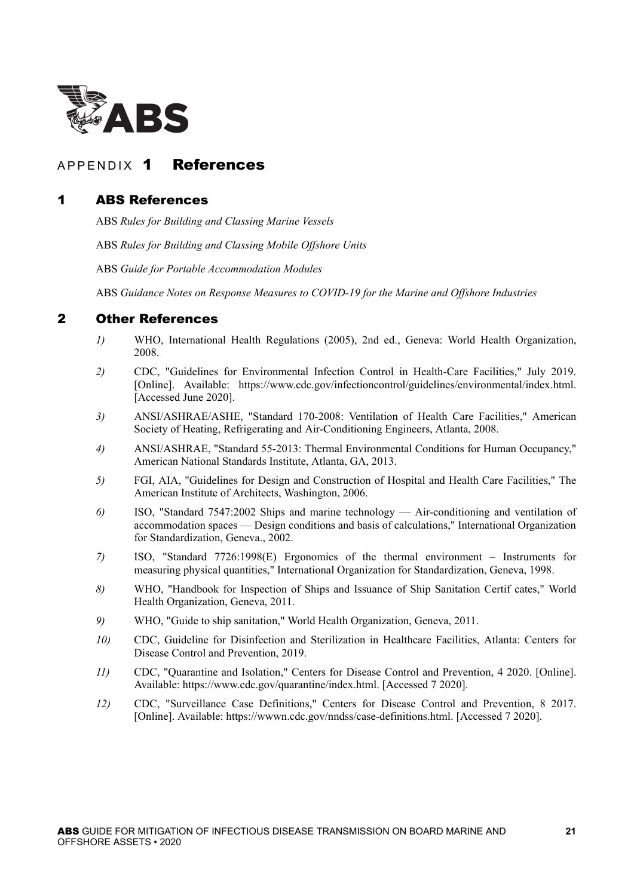# APPENDIX 1 References

## 1 ABS References

ABS *Rules for Building and Classing Marine Vessels*

ABS *Rules for Building and Classing Mobile Offshore Units*

ABS *Guide for Portable Accommodation Modules*

ABS *Guidance Notes on Response Measures to COVID-19 for the Marine and Offshore Industries*

## 2 Other References

*1)* WHO, International Health Regulations (2005), 2nd ed., Geneva: World Health Organization, 2008.

*2)* CDC, "Guidelines for Environmental Infection Control in Health-Care Facilities," July 2019. [Online]. Available: https://www.cdc.gov/infectioncontrol/guidelines/environmental/index.html. [Accessed June 2020].

*3)* ANSI/ASHRAE/ASHE, "Standard 170-2008: Ventilation of Health Care Facilities," American Society of Heating, Refrigerating and Air-Conditioning Engineers, Atlanta, 2008.

*4)* ANSI/ASHRAE, "Standard 55-2013: Thermal Environmental Conditions for Human Occupancy," American National Standards Institute, Atlanta, GA, 2013.

*5)* FGI, AIA, "Guidelines for Design and Construction of Hospital and Health Care Facilities," The American Institute of Architects, Washington, 2006.

*6)* ISO, "Standard 7547:2002 Ships and marine technology — Air-conditioning and ventilation of accommodation spaces — Design conditions and basis of calculations," International Organization for Standardization, Geneva., 2002.

*7)* ISO, "Standard 7726:1998(E) Ergonomics of the thermal environment – Instruments for measuring physical quantities," International Organization for Standardization, Geneva, 1998.

*8)* WHO, "Handbook for Inspection of Ships and Issuance of Ship Sanitation Certif cates," World Health Organization, Geneva, 2011.

*9)* WHO, "Guide to ship sanitation," World Health Organization, Geneva, 2011.

*10)* CDC, Guideline for Disinfection and Sterilization in Healthcare Facilities, Atlanta: Centers for Disease Control and Prevention, 2019.

*11)* CDC, "Quarantine and Isolation," Centers for Disease Control and Prevention, 4 2020. [Online]. Available: https://www.cdc.gov/quarantine/index.html. [Accessed 7 2020].

*12)* CDC, "Surveillance Case Definitions," Centers for Disease Control and Prevention, 8 2017. [Online]. Available: https://wwwn.cdc.gov/nndss/case-definitions.html. [Accessed 7 2020].